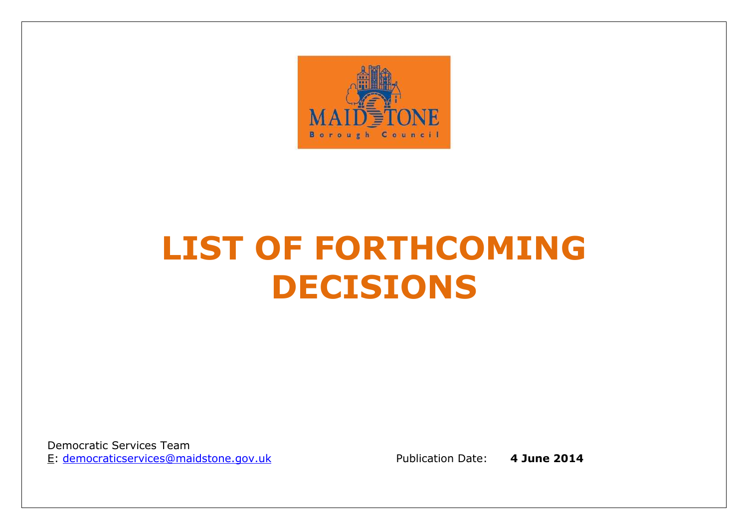MAIDSTONE
Borough Council

# LIST OF FORTHCOMING DECISIONS

Democratic Services Team
E: democraticservices@maidstone.gov.uk

Publication Date: **4 June 2014**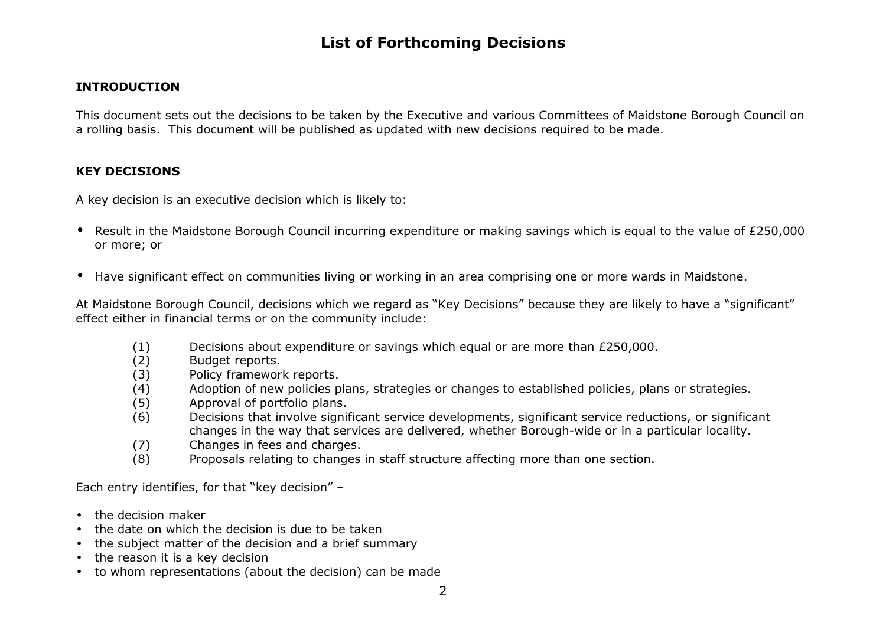# List of Forthcoming Decisions

## INTRODUCTION

This document sets out the decisions to be taken by the Executive and various Committees of Maidstone Borough Council on a rolling basis. This document will be published as updated with new decisions required to be made.

## KEY DECISIONS

A key decision is an executive decision which is likely to:

- Result in the Maidstone Borough Council incurring expenditure or making savings which is equal to the value of £250,000 or more; or
- Have significant effect on communities living or working in an area comprising one or more wards in Maidstone.

At Maidstone Borough Council, decisions which we regard as "Key Decisions" because they are likely to have a "significant" effect either in financial terms or on the community include:

(1) Decisions about expenditure or savings which equal or are more than £250,000.
(2) Budget reports.
(3) Policy framework reports.
(4) Adoption of new policies plans, strategies or changes to established policies, plans or strategies.
(5) Approval of portfolio plans.
(6) Decisions that involve significant service developments, significant service reductions, or significant changes in the way that services are delivered, whether Borough-wide or in a particular locality.
(7) Changes in fees and charges.
(8) Proposals relating to changes in staff structure affecting more than one section.

Each entry identifies, for that "key decision" –

- the decision maker
- the date on which the decision is due to be taken
- the subject matter of the decision and a brief summary
- the reason it is a key decision
- to whom representations (about the decision) can be made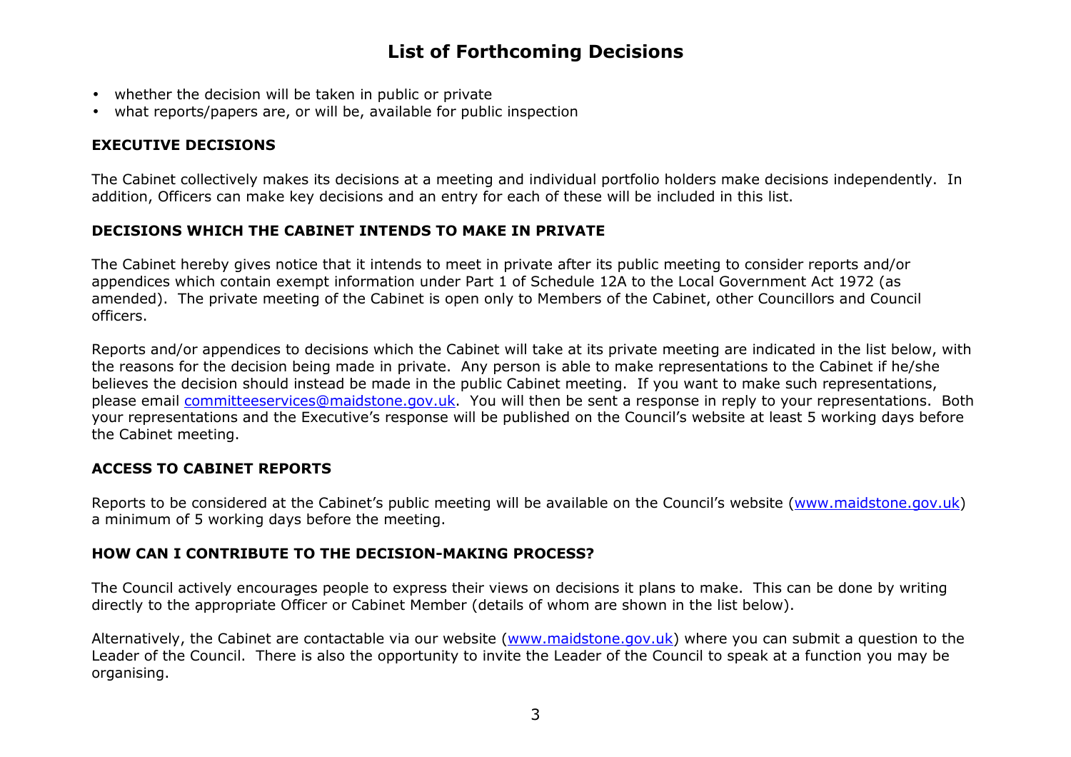# List of Forthcoming Decisions

- whether the decision will be taken in public or private
- what reports/papers are, or will be, available for public inspection

## EXECUTIVE DECISIONS

The Cabinet collectively makes its decisions at a meeting and individual portfolio holders make decisions independently. In addition, Officers can make key decisions and an entry for each of these will be included in this list.

## DECISIONS WHICH THE CABINET INTENDS TO MAKE IN PRIVATE

The Cabinet hereby gives notice that it intends to meet in private after its public meeting to consider reports and/or appendices which contain exempt information under Part 1 of Schedule 12A to the Local Government Act 1972 (as amended). The private meeting of the Cabinet is open only to Members of the Cabinet, other Councillors and Council officers.

Reports and/or appendices to decisions which the Cabinet will take at its private meeting are indicated in the list below, with the reasons for the decision being made in private. Any person is able to make representations to the Cabinet if he/she believes the decision should instead be made in the public Cabinet meeting. If you want to make such representations, please email committeeservices@maidstone.gov.uk. You will then be sent a response in reply to your representations. Both your representations and the Executive's response will be published on the Council's website at least 5 working days before the Cabinet meeting.

## ACCESS TO CABINET REPORTS

Reports to be considered at the Cabinet's public meeting will be available on the Council's website (www.maidstone.gov.uk) a minimum of 5 working days before the meeting.

## HOW CAN I CONTRIBUTE TO THE DECISION-MAKING PROCESS?

The Council actively encourages people to express their views on decisions it plans to make. This can be done by writing directly to the appropriate Officer or Cabinet Member (details of whom are shown in the list below).

Alternatively, the Cabinet are contactable via our website (www.maidstone.gov.uk) where you can submit a question to the Leader of the Council. There is also the opportunity to invite the Leader of the Council to speak at a function you may be organising.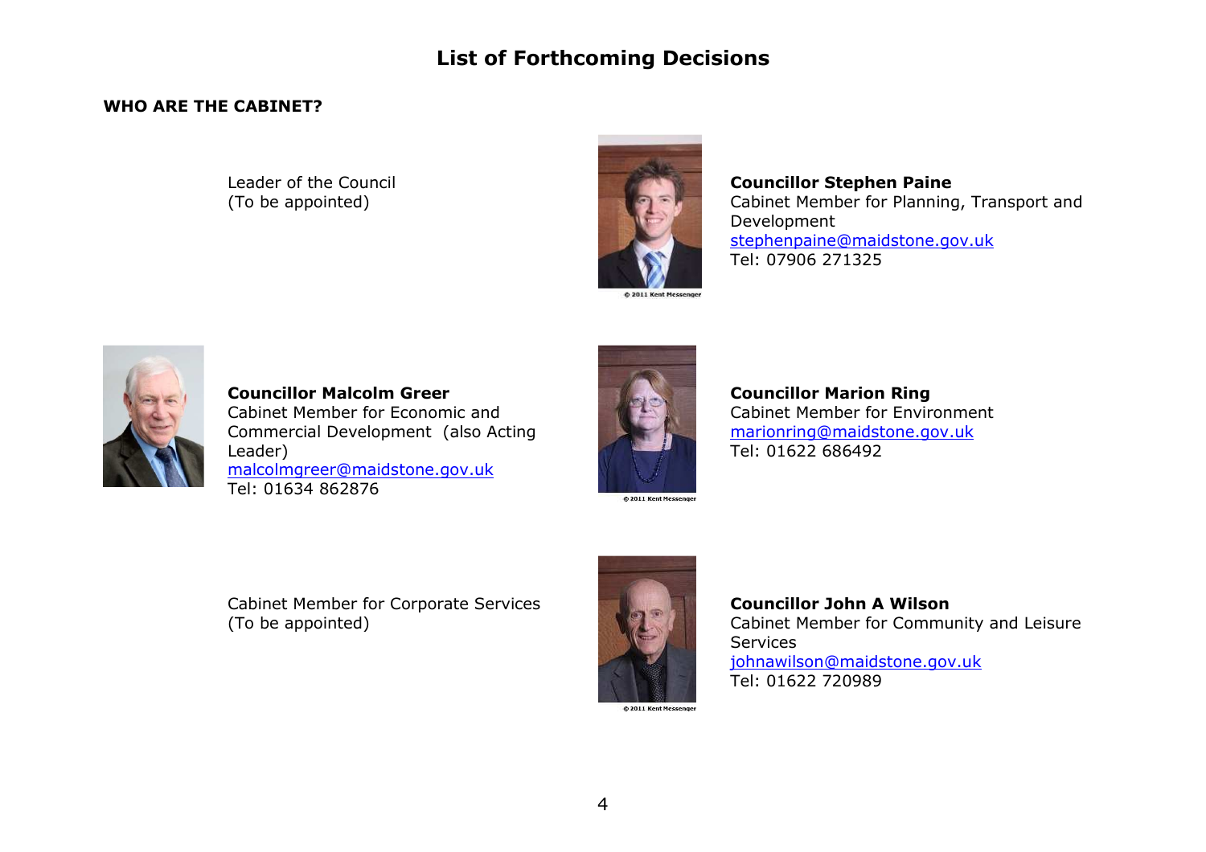# List of Forthcoming Decisions

## WHO ARE THE CABINET?

Leader of the Council
(To be appointed)

© 2011 Kent Messenger

**Councillor Stephen Paine**
Cabinet Member for Planning, Transport and Development
stephenpaine@maidstone.gov.uk
Tel: 07906 271325

**Councillor Malcolm Greer**
Cabinet Member for Economic and Commercial Development (also Acting Leader)
malcolmgreer@maidstone.gov.uk
Tel: 01634 862876

© 2011 Kent Messenger

**Councillor Marion Ring**
Cabinet Member for Environment
marionring@maidstone.gov.uk
Tel: 01622 686492

Cabinet Member for Corporate Services
(To be appointed)

© 2011 Kent Messenger

**Councillor John A Wilson**
Cabinet Member for Community and Leisure Services
johnawilson@maidstone.gov.uk
Tel: 01622 720989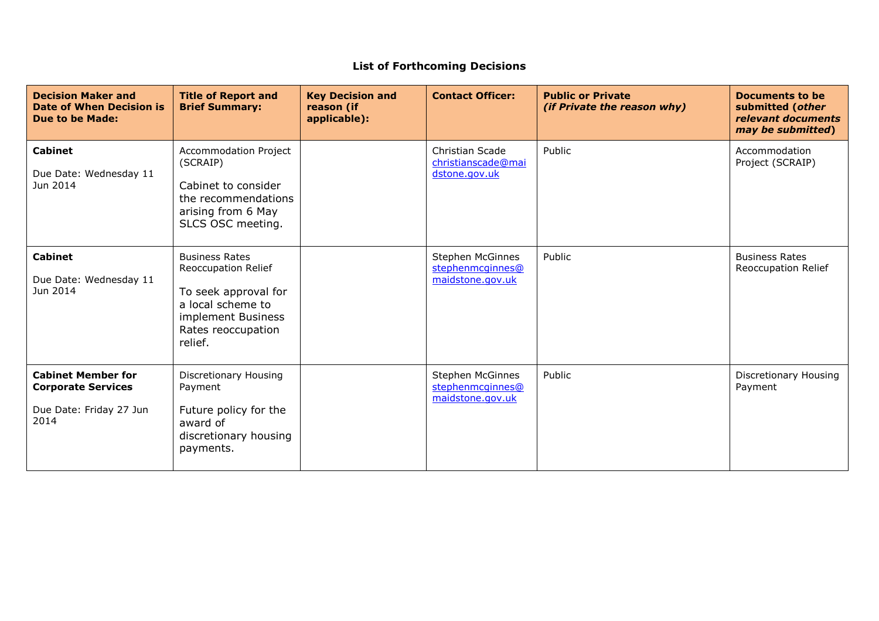## List of Forthcoming Decisions

| **Decision Maker and Date of When Decision is Due to be Made:** | **Title of Report and Brief Summary:** | **Key Decision and reason (if applicable):** | **Contact Officer:** | **Public or Private** ***(if Private the reason why)*** | **Documents to be submitted (*other relevant documents may be submitted*)** |
|---|---|---|---|---|---|
| **Cabinet**<br><br>Due Date: Wednesday 11 Jun 2014 | Accommodation Project (SCRAIP)<br><br>Cabinet to consider the recommendations arising from 6 May SLCS OSC meeting. | | Christian Scade<br>christianscade@maidstone.gov.uk | Public | Accommodation Project (SCRAIP) |
| **Cabinet**<br><br>Due Date: Wednesday 11 Jun 2014 | Business Rates Reoccupation Relief<br><br>To seek approval for a local scheme to implement Business Rates reoccupation relief. | | Stephen McGinnes<br>stephenmcginnes@maidstone.gov.uk | Public | Business Rates Reoccupation Relief |
| **Cabinet Member for Corporate Services**<br><br>Due Date: Friday 27 Jun 2014 | Discretionary Housing Payment<br><br>Future policy for the award of discretionary housing payments. | | Stephen McGinnes<br>stephenmcginnes@maidstone.gov.uk | Public | Discretionary Housing Payment |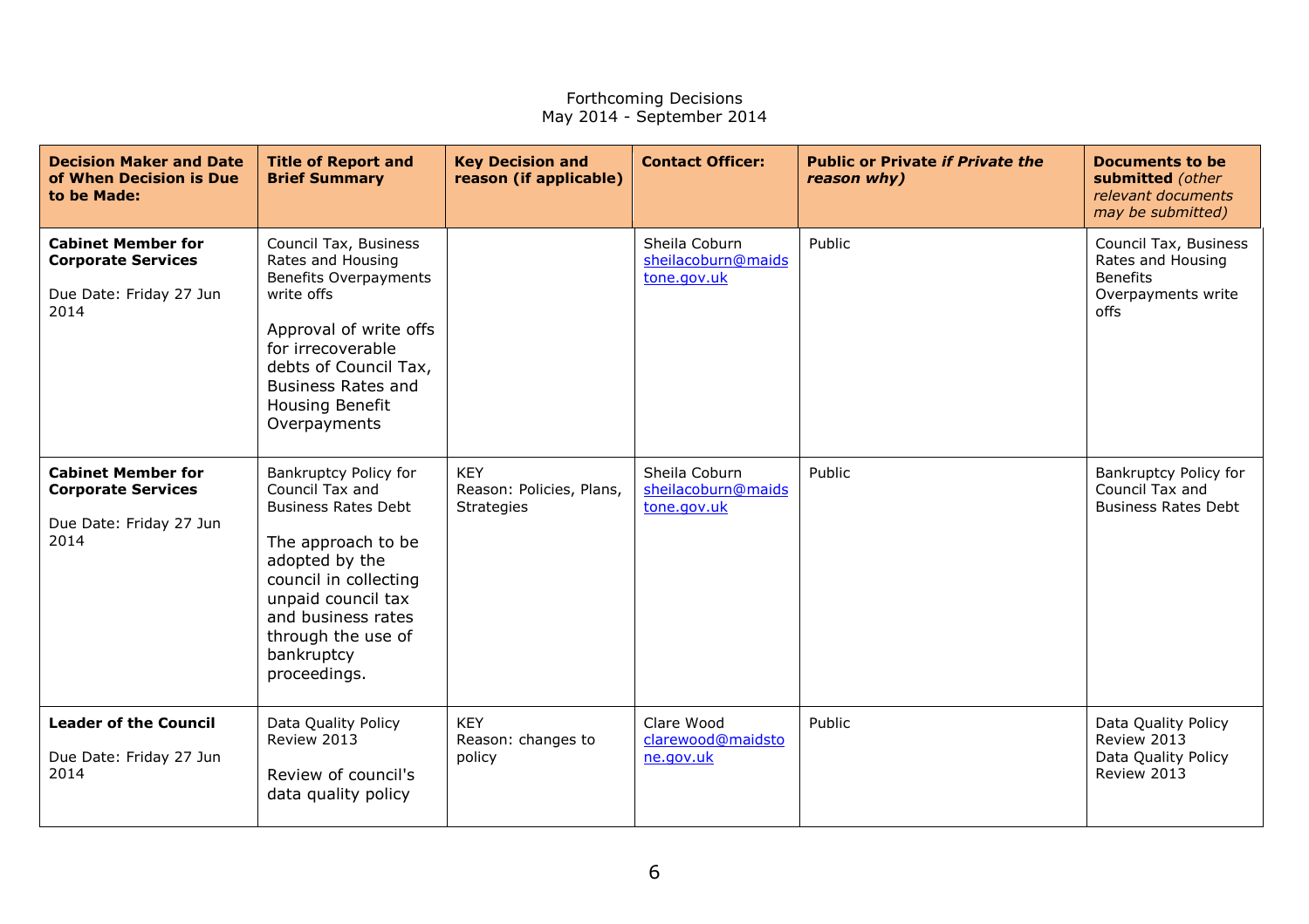Forthcoming Decisions
May 2014 - September 2014

| **Decision Maker and Date of When Decision is Due to be Made:** | **Title of Report and Brief Summary** | **Key Decision and reason (if applicable)** | **Contact Officer:** | **Public or Private *if Private the reason why)*** | **Documents to be submitted** *(other relevant documents may be submitted)* |
|---|---|---|---|---|---|
| **Cabinet Member for Corporate Services**<br><br>Due Date: Friday 27 Jun 2014 | Council Tax, Business Rates and Housing Benefits Overpayments write offs<br><br>Approval of write offs for irrecoverable debts of Council Tax, Business Rates and Housing Benefit Overpayments | | Sheila Coburn<br>sheilacoburn@maidstone.gov.uk | Public | Council Tax, Business Rates and Housing Benefits Overpayments write offs |
| **Cabinet Member for Corporate Services**<br><br>Due Date: Friday 27 Jun 2014 | Bankruptcy Policy for Council Tax and Business Rates Debt<br><br>The approach to be adopted by the council in collecting unpaid council tax and business rates through the use of bankruptcy proceedings. | KEY<br>Reason: Policies, Plans, Strategies | Sheila Coburn<br>sheilacoburn@maidstone.gov.uk | Public | Bankruptcy Policy for Council Tax and Business Rates Debt |
| **Leader of the Council**<br><br>Due Date: Friday 27 Jun 2014 | Data Quality Policy Review 2013<br><br>Review of council's data quality policy | KEY<br>Reason: changes to policy | Clare Wood<br>clarewood@maidstone.gov.uk | Public | Data Quality Policy Review 2013<br>Data Quality Policy Review 2013 |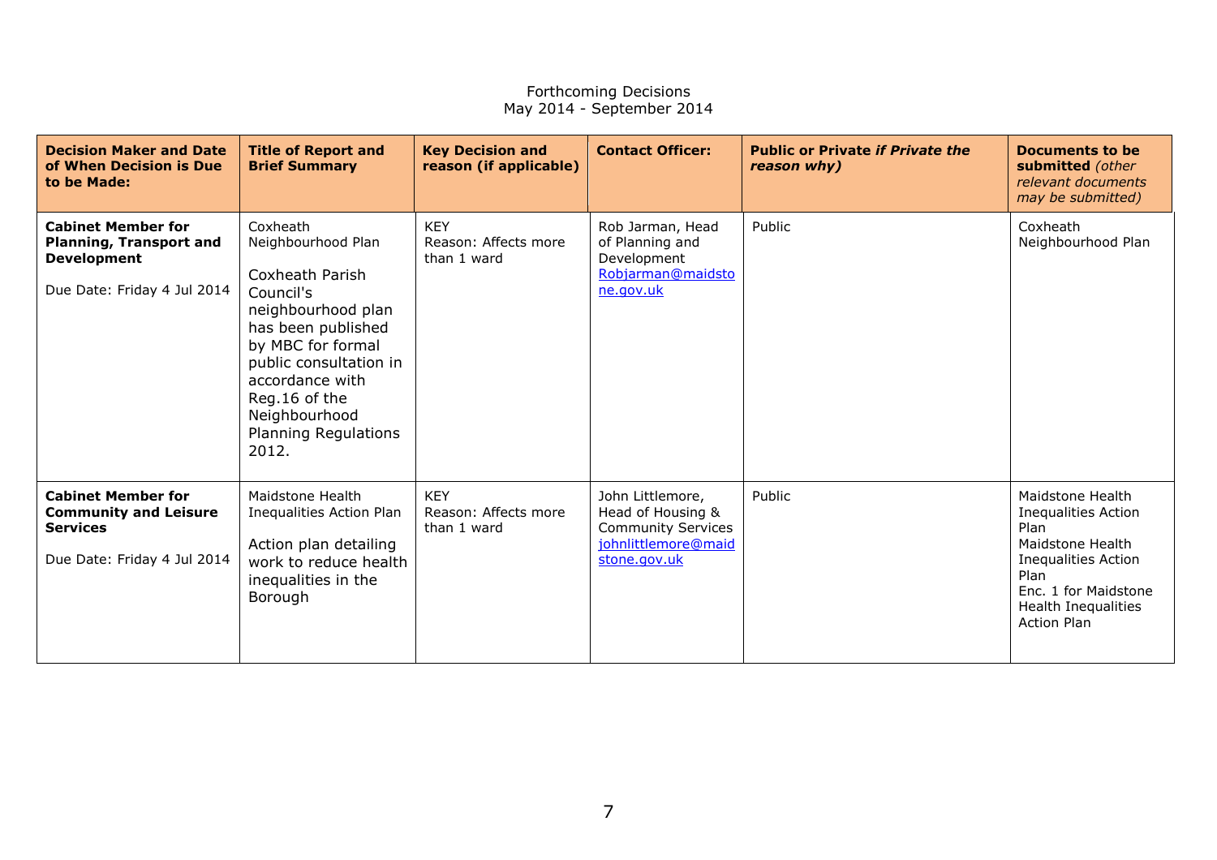Forthcoming Decisions
May 2014 - September 2014

| **Decision Maker and Date of When Decision is Due to be Made:** | **Title of Report and Brief Summary** | **Key Decision and reason (if applicable)** | **Contact Officer:** | **Public or Private *if Private the reason why)*** | **Documents to be submitted** *(other relevant documents may be submitted)* |
|---|---|---|---|---|---|
| **Cabinet Member for Planning, Transport and Development**<br><br>Due Date: Friday 4 Jul 2014 | Coxheath Neighbourhood Plan<br><br>Coxheath Parish Council's neighbourhood plan has been published by MBC for formal public consultation in accordance with Reg.16 of the Neighbourhood Planning Regulations 2012. | KEY<br>Reason: Affects more than 1 ward | Rob Jarman, Head of Planning and Development<br>Robjarman@maidstone.gov.uk | Public | Coxheath Neighbourhood Plan |
| **Cabinet Member for Community and Leisure Services**<br><br>Due Date: Friday 4 Jul 2014 | Maidstone Health Inequalities Action Plan<br><br>Action plan detailing work to reduce health inequalities in the Borough | KEY<br>Reason: Affects more than 1 ward | John Littlemore, Head of Housing & Community Services<br>johnlittlemore@maidstone.gov.uk | Public | Maidstone Health Inequalities Action Plan<br>Maidstone Health Inequalities Action Plan<br>Enc. 1 for Maidstone Health Inequalities Action Plan |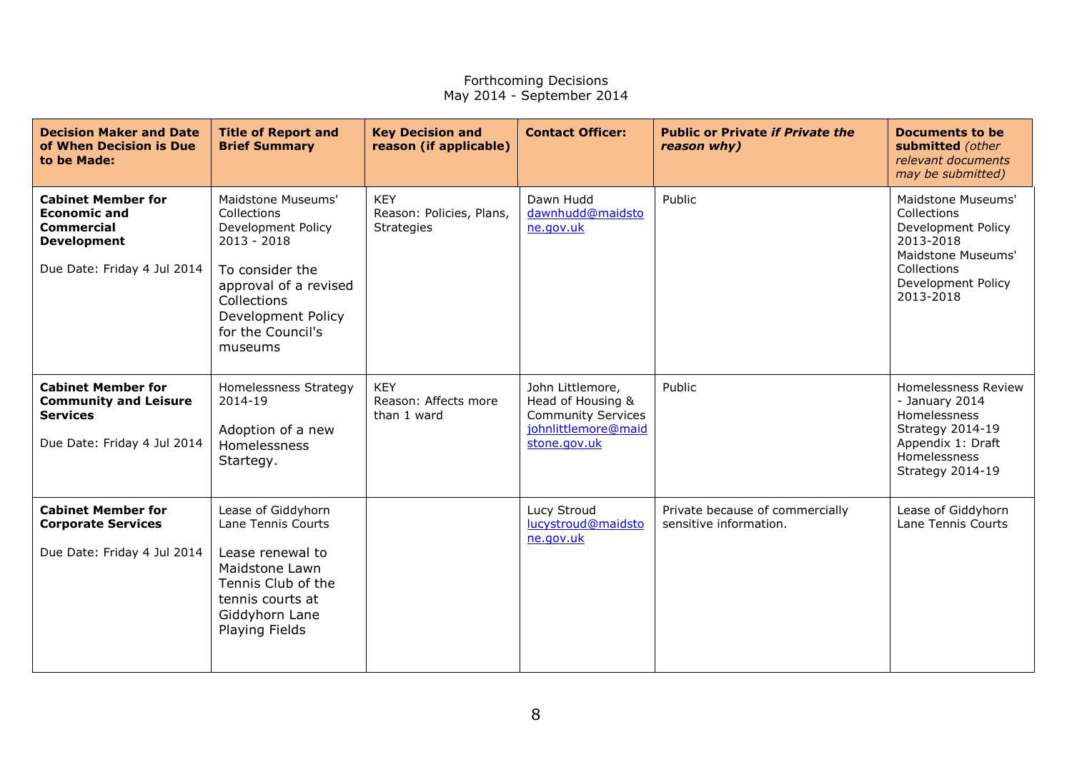Forthcoming Decisions
May 2014 - September 2014

| **Decision Maker and Date of When Decision is Due to be Made:** | **Title of Report and Brief Summary** | **Key Decision and reason (if applicable)** | **Contact Officer:** | **Public or Private *if Private the reason why)*** | **Documents to be submitted** *(other relevant documents may be submitted)* |
|---|---|---|---|---|---|
| **Cabinet Member for Economic and Commercial Development**<br><br>Due Date: Friday 4 Jul 2014 | Maidstone Museums' Collections Development Policy 2013 - 2018<br><br>To consider the approval of a revised Collections Development Policy for the Council's museums | KEY<br>Reason: Policies, Plans, Strategies | Dawn Hudd<br>dawnhudd@maidstone.gov.uk | Public | Maidstone Museums' Collections Development Policy 2013-2018<br>Maidstone Museums' Collections Development Policy 2013-2018 |
| **Cabinet Member for Community and Leisure Services**<br><br>Due Date: Friday 4 Jul 2014 | Homelessness Strategy 2014-19<br><br>Adoption of a new Homelessness Startegy. | KEY<br>Reason: Affects more than 1 ward | John Littlemore, Head of Housing & Community Services<br>johnlittlemore@maidstone.gov.uk | Public | Homelessness Review - January 2014<br>Homelessness Strategy 2014-19<br>Appendix 1: Draft Homelessness Strategy 2014-19 |
| **Cabinet Member for Corporate Services**<br><br>Due Date: Friday 4 Jul 2014 | Lease of Giddyhorn Lane Tennis Courts<br><br>Lease renewal to Maidstone Lawn Tennis Club of the tennis courts at Giddyhorn Lane Playing Fields | | Lucy Stroud<br>lucystroud@maidstone.gov.uk | Private because of commercially sensitive information. | Lease of Giddyhorn Lane Tennis Courts |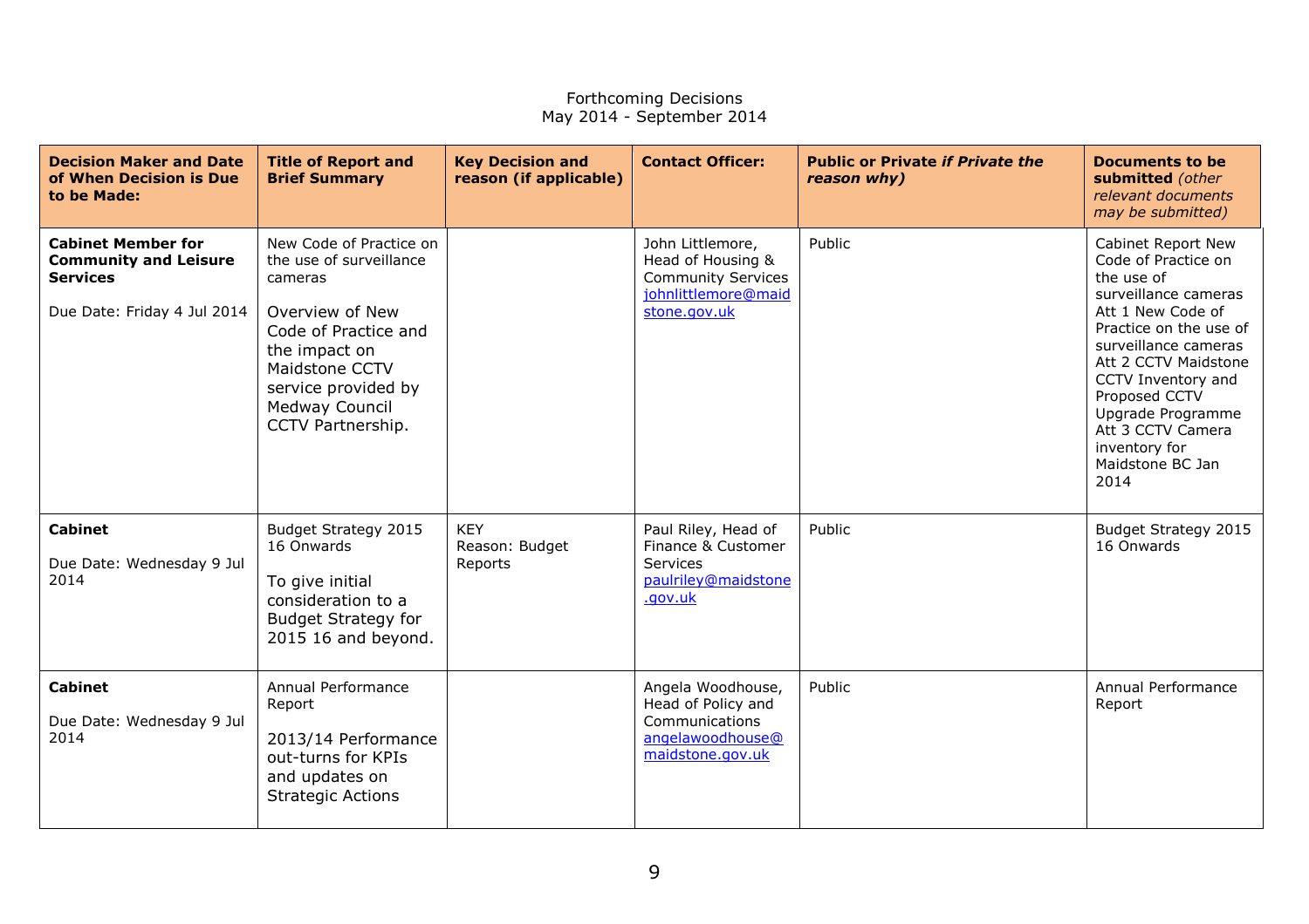Forthcoming Decisions
May 2014 - September 2014

| **Decision Maker and Date of When Decision is Due to be Made:** | **Title of Report and Brief Summary** | **Key Decision and reason (if applicable)** | **Contact Officer:** | **Public or Private *if Private the reason why)*** | **Documents to be submitted** *(other relevant documents may be submitted)* |
|---|---|---|---|---|---|
| **Cabinet Member for Community and Leisure Services**<br><br>Due Date: Friday 4 Jul 2014 | New Code of Practice on the use of surveillance cameras<br><br>Overview of New Code of Practice and the impact on Maidstone CCTV service provided by Medway Council CCTV Partnership. | | John Littlemore, Head of Housing & Community Services johnlittlemore@maidstone.gov.uk | Public | Cabinet Report New Code of Practice on the use of surveillance cameras Att 1 New Code of Practice on the use of surveillance cameras Att 2 CCTV Maidstone CCTV Inventory and Proposed CCTV Upgrade Programme Att 3 CCTV Camera inventory for Maidstone BC Jan 2014 |
| **Cabinet**<br><br>Due Date: Wednesday 9 Jul 2014 | Budget Strategy 2015 16 Onwards<br><br>To give initial consideration to a Budget Strategy for 2015 16 and beyond. | KEY<br>Reason: Budget Reports | Paul Riley, Head of Finance & Customer Services paulriley@maidstone.gov.uk | Public | Budget Strategy 2015 16 Onwards |
| **Cabinet**<br><br>Due Date: Wednesday 9 Jul 2014 | Annual Performance Report<br><br>2013/14 Performance out-turns for KPIs and updates on Strategic Actions | | Angela Woodhouse, Head of Policy and Communications angelawoodhouse@maidstone.gov.uk | Public | Annual Performance Report |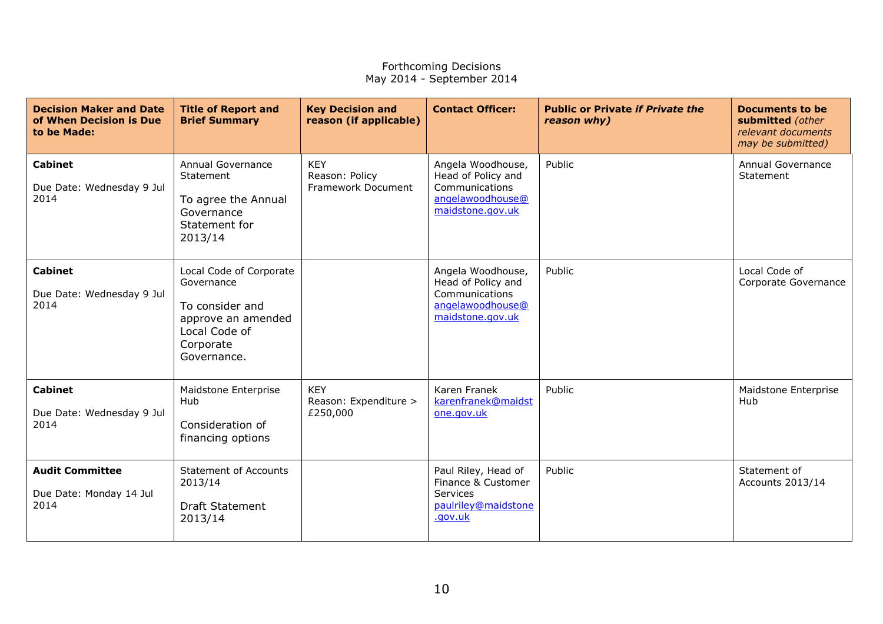Forthcoming Decisions
May 2014 - September 2014

| **Decision Maker and Date of When Decision is Due to be Made:** | **Title of Report and Brief Summary** | **Key Decision and reason (if applicable)** | **Contact Officer:** | **Public or Private *if Private the reason why)*** | **Documents to be submitted** *(other relevant documents may be submitted)* |
|---|---|---|---|---|---|
| **Cabinet**<br><br>Due Date: Wednesday 9 Jul 2014 | Annual Governance Statement<br><br>To agree the Annual Governance Statement for 2013/14 | KEY<br>Reason: Policy Framework Document | Angela Woodhouse, Head of Policy and Communications<br>angelawoodhouse@maidstone.gov.uk | Public | Annual Governance Statement |
| **Cabinet**<br><br>Due Date: Wednesday 9 Jul 2014 | Local Code of Corporate Governance<br><br>To consider and approve an amended Local Code of Corporate Governance. | | Angela Woodhouse, Head of Policy and Communications<br>angelawoodhouse@maidstone.gov.uk | Public | Local Code of Corporate Governance |
| **Cabinet**<br><br>Due Date: Wednesday 9 Jul 2014 | Maidstone Enterprise Hub<br><br>Consideration of financing options | KEY<br>Reason: Expenditure > £250,000 | Karen Franek<br>karenfranek@maidstone.gov.uk | Public | Maidstone Enterprise Hub |
| **Audit Committee**<br><br>Due Date: Monday 14 Jul 2014 | Statement of Accounts 2013/14<br><br>Draft Statement 2013/14 | | Paul Riley, Head of Finance & Customer Services<br>paulriley@maidstone.gov.uk | Public | Statement of Accounts 2013/14 |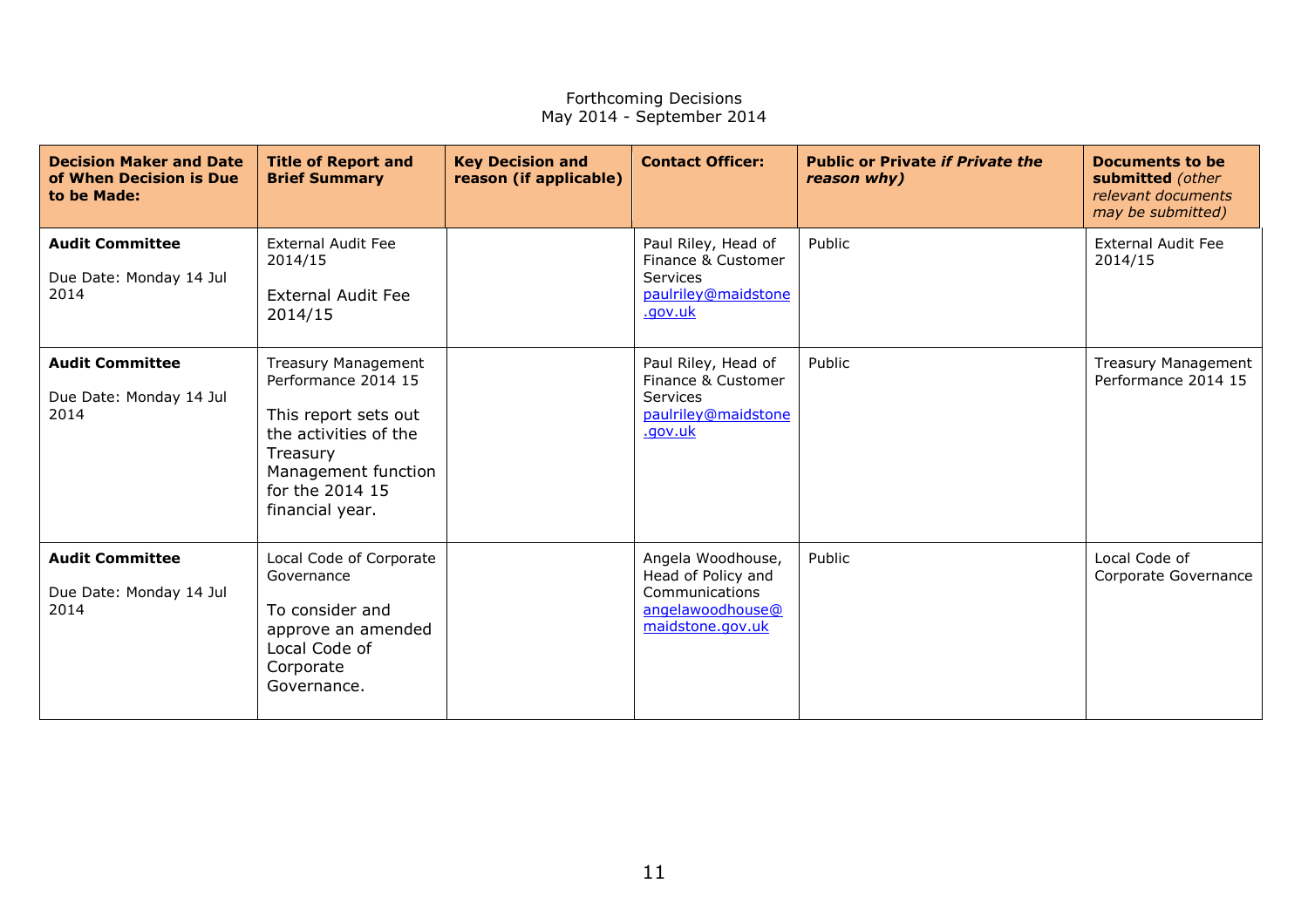Forthcoming Decisions
May 2014 - September 2014

| Decision Maker and Date of When Decision is Due to be Made: | Title of Report and Brief Summary | Key Decision and reason (if applicable) | Contact Officer: | Public or Private *if Private the reason why)* | Documents to be submitted *(other relevant documents may be submitted)* |
|---|---|---|---|---|---|
| **Audit Committee**<br><br>Due Date: Monday 14 Jul 2014 | External Audit Fee 2014/15<br><br>External Audit Fee 2014/15 | | Paul Riley, Head of Finance & Customer Services paulriley@maidstone.gov.uk | Public | External Audit Fee 2014/15 |
| **Audit Committee**<br><br>Due Date: Monday 14 Jul 2014 | Treasury Management Performance 2014 15<br><br>This report sets out the activities of the Treasury Management function for the 2014 15 financial year. | | Paul Riley, Head of Finance & Customer Services paulriley@maidstone.gov.uk | Public | Treasury Management Performance 2014 15 |
| **Audit Committee**<br><br>Due Date: Monday 14 Jul 2014 | Local Code of Corporate Governance<br><br>To consider and approve an amended Local Code of Corporate Governance. | | Angela Woodhouse, Head of Policy and Communications angelawoodhouse@maidstone.gov.uk | Public | Local Code of Corporate Governance |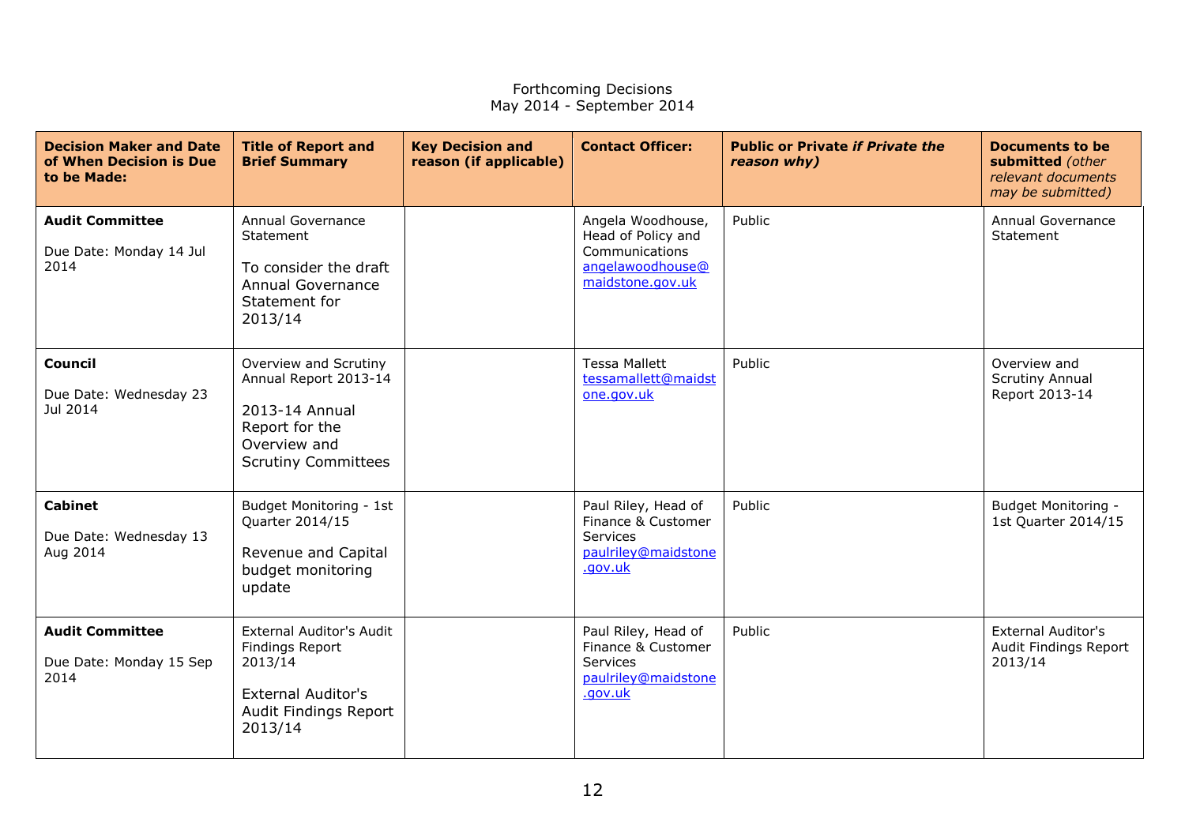Forthcoming Decisions
May 2014 - September 2014

| **Decision Maker and Date of When Decision is Due to be Made:** | **Title of Report and Brief Summary** | **Key Decision and reason (if applicable)** | **Contact Officer:** | **Public or Private *if Private the reason why)*** | **Documents to be submitted** *(other relevant documents may be submitted)* |
|---|---|---|---|---|---|
| **Audit Committee**<br><br>Due Date: Monday 14 Jul 2014 | Annual Governance Statement<br><br>To consider the draft Annual Governance Statement for 2013/14 | | Angela Woodhouse, Head of Policy and Communications angelawoodhouse@maidstone.gov.uk | Public | Annual Governance Statement |
| **Council**<br><br>Due Date: Wednesday 23 Jul 2014 | Overview and Scrutiny Annual Report 2013-14<br><br>2013-14 Annual Report for the Overview and Scrutiny Committees | | Tessa Mallett tessamallett@maidstone.gov.uk | Public | Overview and Scrutiny Annual Report 2013-14 |
| **Cabinet**<br><br>Due Date: Wednesday 13 Aug 2014 | Budget Monitoring - 1st Quarter 2014/15<br><br>Revenue and Capital budget monitoring update | | Paul Riley, Head of Finance & Customer Services paulriley@maidstone.gov.uk | Public | Budget Monitoring - 1st Quarter 2014/15 |
| **Audit Committee**<br><br>Due Date: Monday 15 Sep 2014 | External Auditor's Audit Findings Report 2013/14<br><br>External Auditor's Audit Findings Report 2013/14 | | Paul Riley, Head of Finance & Customer Services paulriley@maidstone.gov.uk | Public | External Auditor's Audit Findings Report 2013/14 |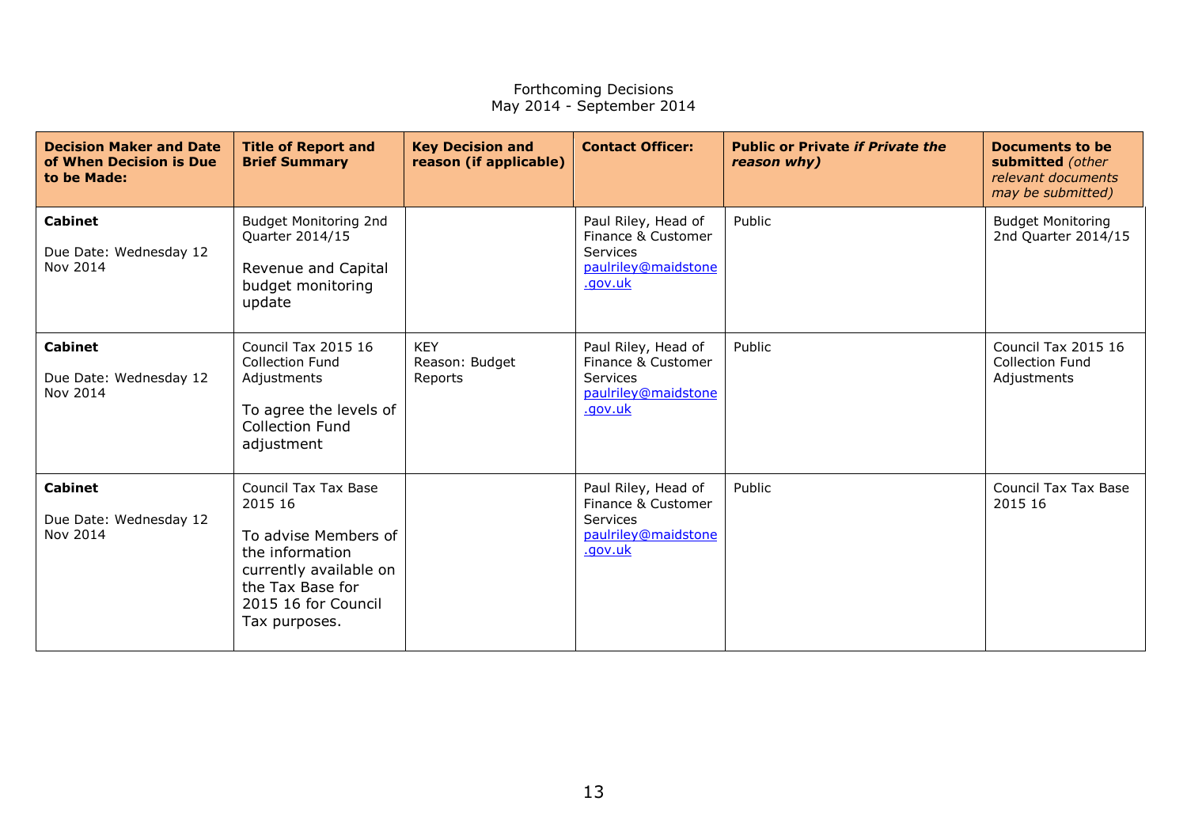Forthcoming Decisions
May 2014 - September 2014

| **Decision Maker and Date of When Decision is Due to be Made:** | **Title of Report and Brief Summary** | **Key Decision and reason (if applicable)** | **Contact Officer:** | **Public or Private *if Private the reason why)*** | **Documents to be submitted** *(other relevant documents may be submitted)* |
|---|---|---|---|---|---|
| **Cabinet**<br><br>Due Date: Wednesday 12 Nov 2014 | Budget Monitoring 2nd Quarter 2014/15<br><br>Revenue and Capital budget monitoring update | | Paul Riley, Head of Finance & Customer Services<br>paulriley@maidstone.gov.uk | Public | Budget Monitoring 2nd Quarter 2014/15 |
| **Cabinet**<br><br>Due Date: Wednesday 12 Nov 2014 | Council Tax 2015 16 Collection Fund Adjustments<br><br>To agree the levels of Collection Fund adjustment | KEY<br>Reason: Budget Reports | Paul Riley, Head of Finance & Customer Services<br>paulriley@maidstone.gov.uk | Public | Council Tax 2015 16 Collection Fund Adjustments |
| **Cabinet**<br><br>Due Date: Wednesday 12 Nov 2014 | Council Tax Tax Base 2015 16<br><br>To advise Members of the information currently available on the Tax Base for 2015 16 for Council Tax purposes. | | Paul Riley, Head of Finance & Customer Services<br>paulriley@maidstone.gov.uk | Public | Council Tax Tax Base 2015 16 |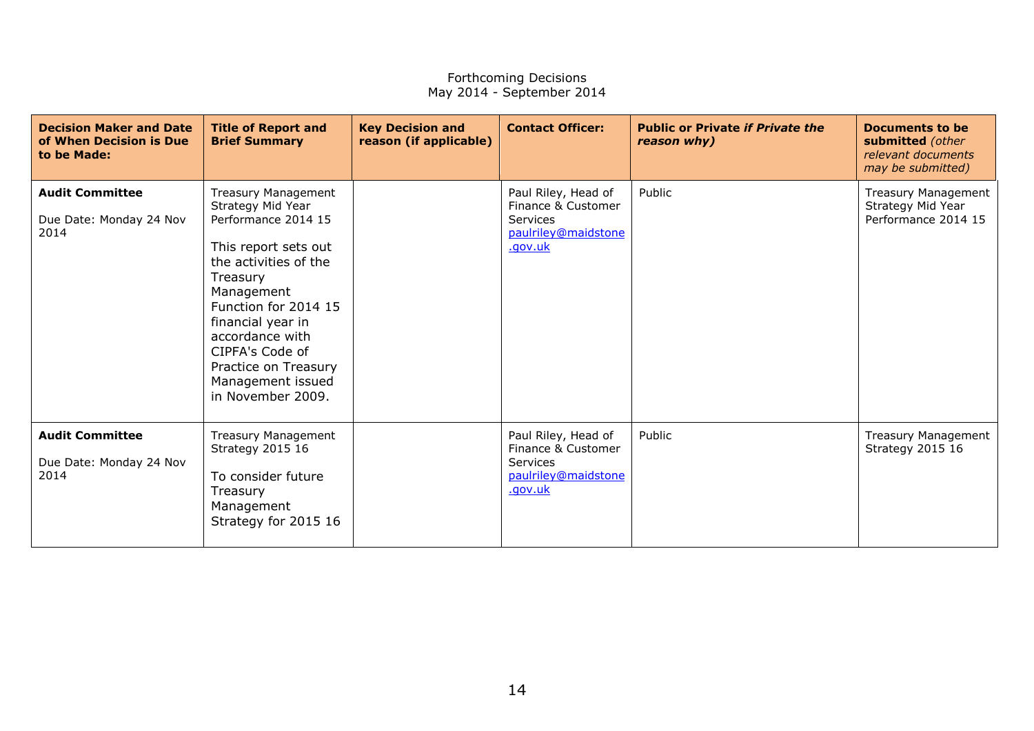Forthcoming Decisions
May 2014 - September 2014

| **Decision Maker and Date of When Decision is Due to be Made:** | **Title of Report and Brief Summary** | **Key Decision and reason (if applicable)** | **Contact Officer:** | **Public or Private *if Private the reason why)*** | **Documents to be submitted** *(other relevant documents may be submitted)* |
|---|---|---|---|---|---|
| **Audit Committee**<br><br>Due Date: Monday 24 Nov 2014 | Treasury Management Strategy Mid Year Performance 2014 15<br><br>This report sets out the activities of the Treasury Management Function for 2014 15 financial year in accordance with CIPFA's Code of Practice on Treasury Management issued in November 2009. | | Paul Riley, Head of Finance & Customer Services<br>paulriley@maidstone.gov.uk | Public | Treasury Management Strategy Mid Year Performance 2014 15 |
| **Audit Committee**<br><br>Due Date: Monday 24 Nov 2014 | Treasury Management Strategy 2015 16<br><br>To consider future Treasury Management Strategy for 2015 16 | | Paul Riley, Head of Finance & Customer Services<br>paulriley@maidstone.gov.uk | Public | Treasury Management Strategy 2015 16 |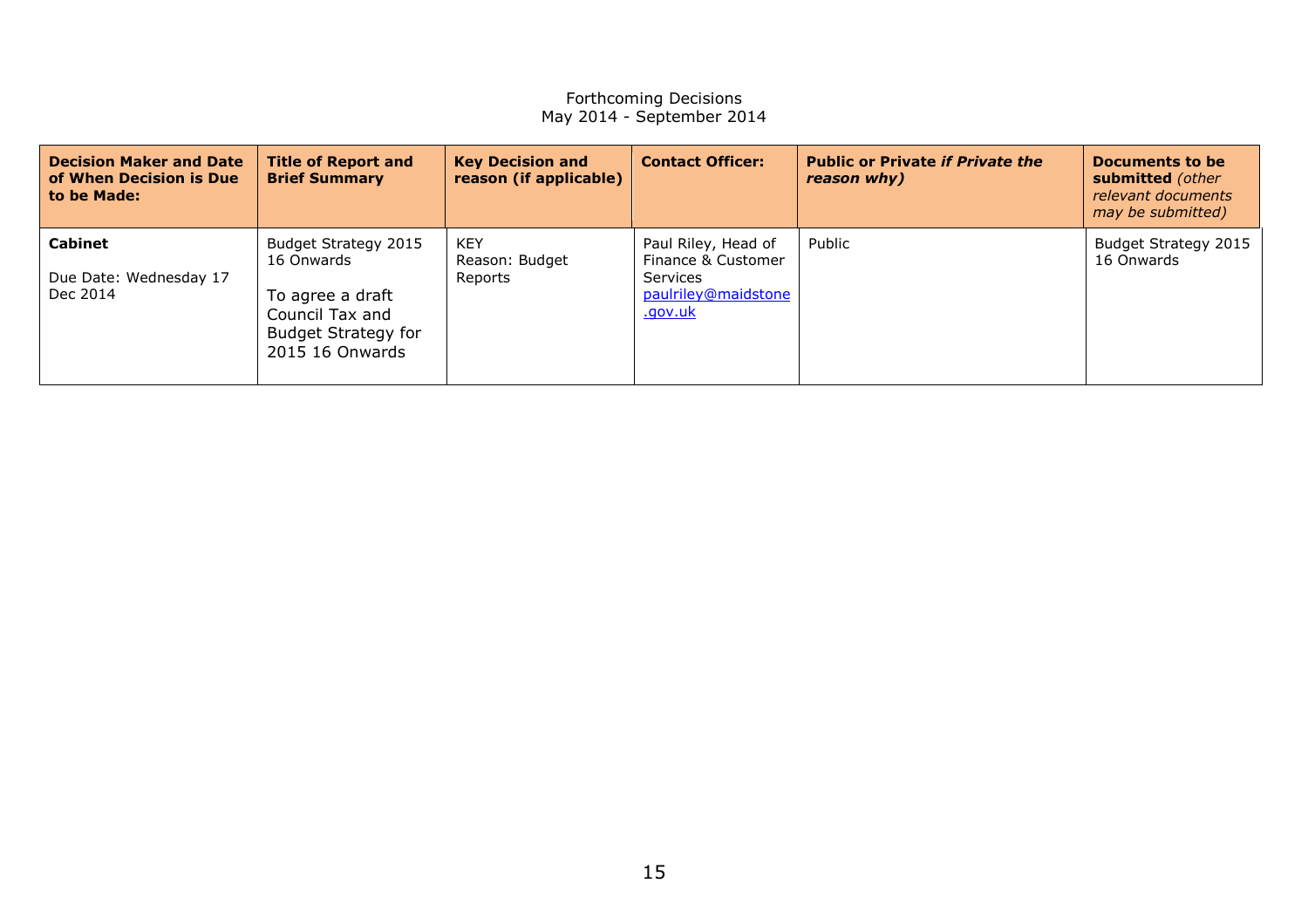Forthcoming Decisions
May 2014 - September 2014

| **Decision Maker and Date of When Decision is Due to be Made:** | **Title of Report and Brief Summary** | **Key Decision and reason (if applicable)** | **Contact Officer:** | **Public or Private *if Private the reason why)*** | **Documents to be submitted** *(other relevant documents may be submitted)* |
|---|---|---|---|---|---|
| **Cabinet**<br><br>Due Date: Wednesday 17 Dec 2014 | Budget Strategy 2015 16 Onwards<br><br>To agree a draft Council Tax and Budget Strategy for 2015 16 Onwards | KEY<br>Reason: Budget Reports | Paul Riley, Head of Finance & Customer Services<br>paulriley@maidstone.gov.uk | Public | Budget Strategy 2015 16 Onwards |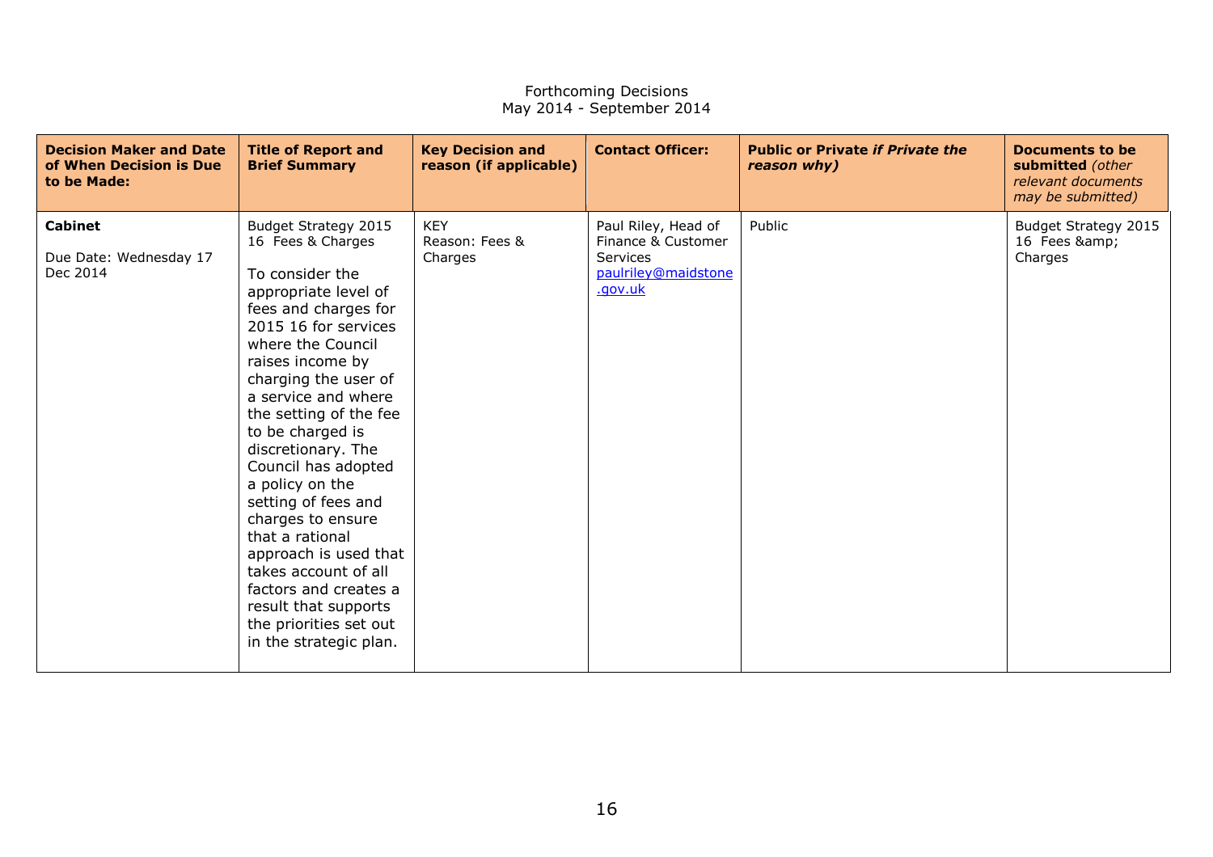Forthcoming Decisions
May 2014 - September 2014

| **Decision Maker and Date of When Decision is Due to be Made:** | **Title of Report and Brief Summary** | **Key Decision and reason (if applicable)** | **Contact Officer:** | **Public or Private *if Private the reason why)*** | **Documents to be submitted** *(other relevant documents may be submitted)* |
|---|---|---|---|---|---|
| **Cabinet**<br><br>Due Date: Wednesday 17 Dec 2014 | Budget Strategy 2015 16 Fees & Charges<br><br>To consider the appropriate level of fees and charges for 2015 16 for services where the Council raises income by charging the user of a service and where the setting of the fee to be charged is discretionary. The Council has adopted a policy on the setting of fees and charges to ensure that a rational approach is used that takes account of all factors and creates a result that supports the priorities set out in the strategic plan. | KEY<br>Reason: Fees & Charges | Paul Riley, Head of Finance & Customer Services<br>paulriley@maidstone.gov.uk | Public | Budget Strategy 2015 16 Fees &amp; Charges |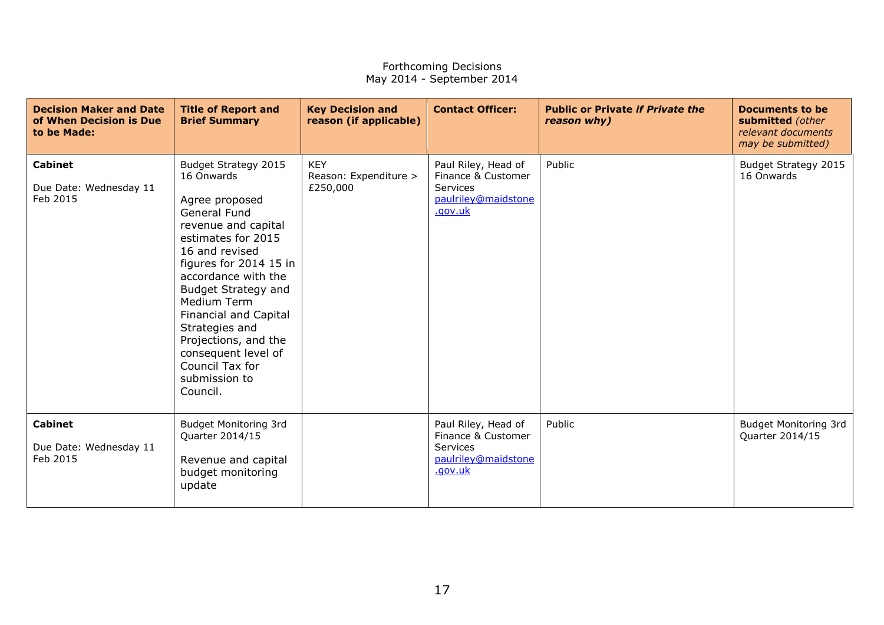Forthcoming Decisions
May 2014 - September 2014

| **Decision Maker and Date of When Decision is Due to be Made:** | **Title of Report and Brief Summary** | **Key Decision and reason (if applicable)** | **Contact Officer:** | **Public or Private *if Private the reason why)*** | **Documents to be submitted** *(other relevant documents may be submitted)* |
|---|---|---|---|---|---|
| **Cabinet**<br><br>Due Date: Wednesday 11 Feb 2015 | Budget Strategy 2015 16 Onwards<br><br>Agree proposed General Fund revenue and capital estimates for 2015 16 and revised figures for 2014 15 in accordance with the Budget Strategy and Medium Term Financial and Capital Strategies and Projections, and the consequent level of Council Tax for submission to Council. | KEY<br>Reason: Expenditure > £250,000 | Paul Riley, Head of Finance & Customer Services<br>paulriley@maidstone.gov.uk | Public | Budget Strategy 2015 16 Onwards |
| **Cabinet**<br><br>Due Date: Wednesday 11 Feb 2015 | Budget Monitoring 3rd Quarter 2014/15<br><br>Revenue and capital budget monitoring update | | Paul Riley, Head of Finance & Customer Services<br>paulriley@maidstone.gov.uk | Public | Budget Monitoring 3rd Quarter 2014/15 |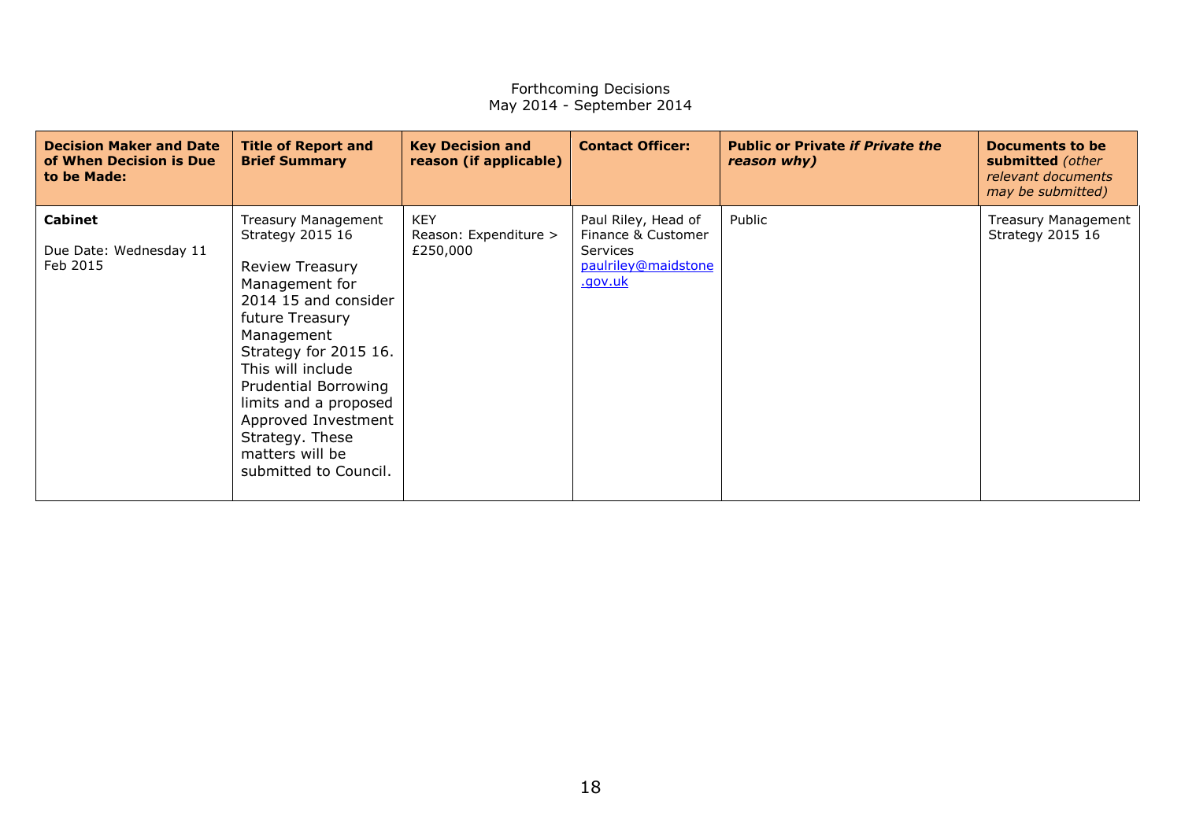Forthcoming Decisions
May 2014 - September 2014

| **Decision Maker and Date of When Decision is Due to be Made:** | **Title of Report and Brief Summary** | **Key Decision and reason (if applicable)** | **Contact Officer:** | **Public or Private *if Private the reason why)*** | **Documents to be submitted** *(other relevant documents may be submitted)* |
|---|---|---|---|---|---|
| **Cabinet**<br><br>Due Date: Wednesday 11 Feb 2015 | Treasury Management Strategy 2015 16<br><br>Review Treasury Management for 2014 15 and consider future Treasury Management Strategy for 2015 16. This will include Prudential Borrowing limits and a proposed Approved Investment Strategy. These matters will be submitted to Council. | KEY<br>Reason: Expenditure > £250,000 | Paul Riley, Head of Finance & Customer Services<br>paulriley@maidstone.gov.uk | Public | Treasury Management Strategy 2015 16 |